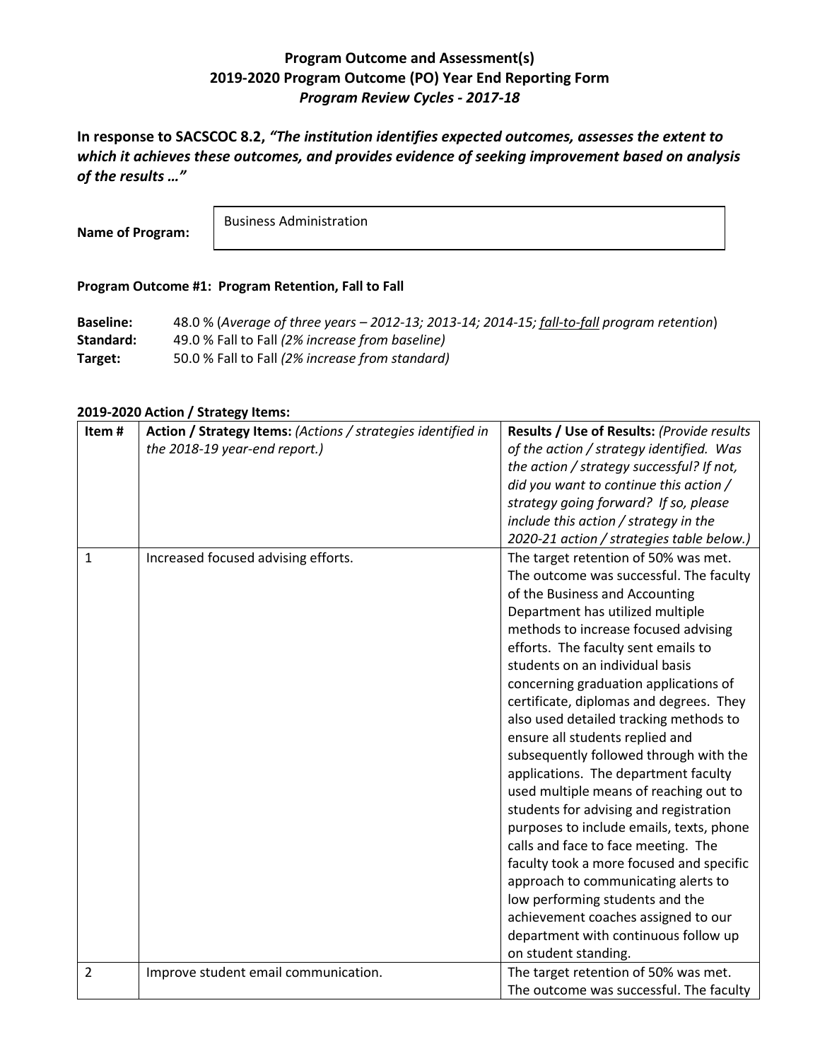**Program Outcome and Assessment(s)**
**2019-2020 Program Outcome (PO) Year End Reporting Form**
***Program Review Cycles - 2017-18***

**In response to SACSCOC 8.2, *"The institution identifies expected outcomes, assesses the extent to which it achieves these outcomes, and provides evidence of seeking improvement based on analysis of the results …"***

**Name of Program:** Business Administration

**Program Outcome #1: Program Retention, Fall to Fall**

**Baseline:** 48.0 % (*Average of three years – 2012-13; 2013-14; 2014-15; fall-to-fall program retention*)
**Standard:** 49.0 % Fall to Fall *(2% increase from baseline)*
**Target:** 50.0 % Fall to Fall *(2% increase from standard)*

**2019-2020 Action / Strategy Items:**

| Item # | **Action / Strategy Items:** *(Actions / strategies identified in the 2018-19 year-end report.)* | **Results / Use of Results:** *(Provide results of the action / strategy identified. Was the action / strategy successful? If not, did you want to continue this action / strategy going forward? If so, please include this action / strategy in the 2020-21 action / strategies table below.)* |
|---|---|---|
| 1 | Increased focused advising efforts. | The target retention of 50% was met. The outcome was successful. The faculty of the Business and Accounting Department has utilized multiple methods to increase focused advising efforts. The faculty sent emails to students on an individual basis concerning graduation applications of certificate, diplomas and degrees. They also used detailed tracking methods to ensure all students replied and subsequently followed through with the applications. The department faculty used multiple means of reaching out to students for advising and registration purposes to include emails, texts, phone calls and face to face meeting. The faculty took a more focused and specific approach to communicating alerts to low performing students and the achievement coaches assigned to our department with continuous follow up on student standing. |
| 2 | Improve student email communication. | The target retention of 50% was met. The outcome was successful. The faculty |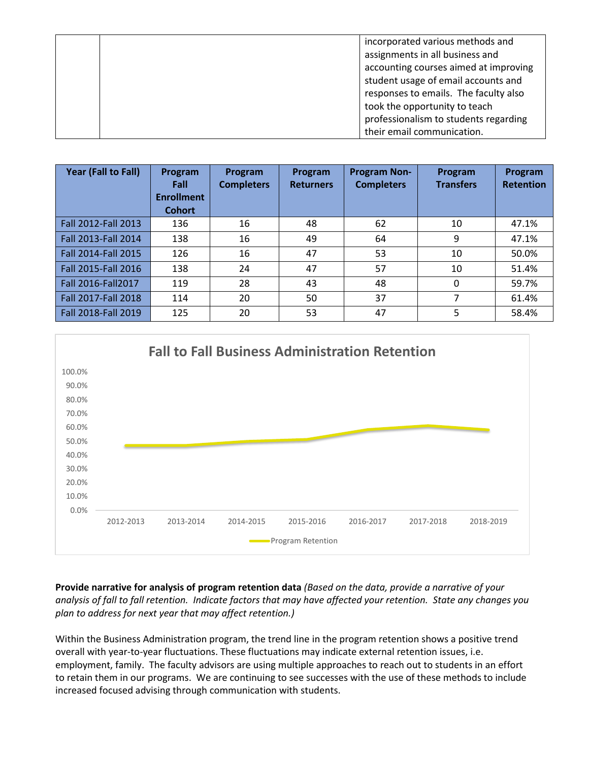| | | incorporated various methods and assignments in all business and accounting courses aimed at improving student usage of email accounts and responses to emails. The faculty also took the opportunity to teach professionalism to students regarding their email communication. |
|---|---|---|

| Year (Fall to Fall) | Program Fall Enrollment Cohort | Program Completers | Program Returners | Program Non-Completers | Program Transfers | Program Retention |
|---|---|---|---|---|---|---|
| Fall 2012-Fall 2013 | 136 | 16 | 48 | 62 | 10 | 47.1% |
| Fall 2013-Fall 2014 | 138 | 16 | 49 | 64 | 9 | 47.1% |
| Fall 2014-Fall 2015 | 126 | 16 | 47 | 53 | 10 | 50.0% |
| Fall 2015-Fall 2016 | 138 | 24 | 47 | 57 | 10 | 51.4% |
| Fall 2016-Fall2017 | 119 | 28 | 43 | 48 | 0 | 59.7% |
| Fall 2017-Fall 2018 | 114 | 20 | 50 | 37 | 7 | 61.4% |
| Fall 2018-Fall 2019 | 125 | 20 | 53 | 47 | 5 | 58.4% |

**Fall to Fall Business Administration Retention**

| | 2012-2013 | 2013-2014 | 2014-2015 | 2015-2016 | 2016-2017 | 2017-2018 | 2018-2019 |
|---|---|---|---|---|---|---|---|
| Program Retention | 47.1% | 47.1% | 50.0% | 51.4% | 59.7% | 61.4% | 58.4% |

**Provide narrative for analysis of program retention data** *(Based on the data, provide a narrative of your analysis of fall to fall retention. Indicate factors that may have affected your retention. State any changes you plan to address for next year that may affect retention.)*

Within the Business Administration program, the trend line in the program retention shows a positive trend overall with year-to-year fluctuations. These fluctuations may indicate external retention issues, i.e. employment, family. The faculty advisors are using multiple approaches to reach out to students in an effort to retain them in our programs. We are continuing to see successes with the use of these methods to include increased focused advising through communication with students.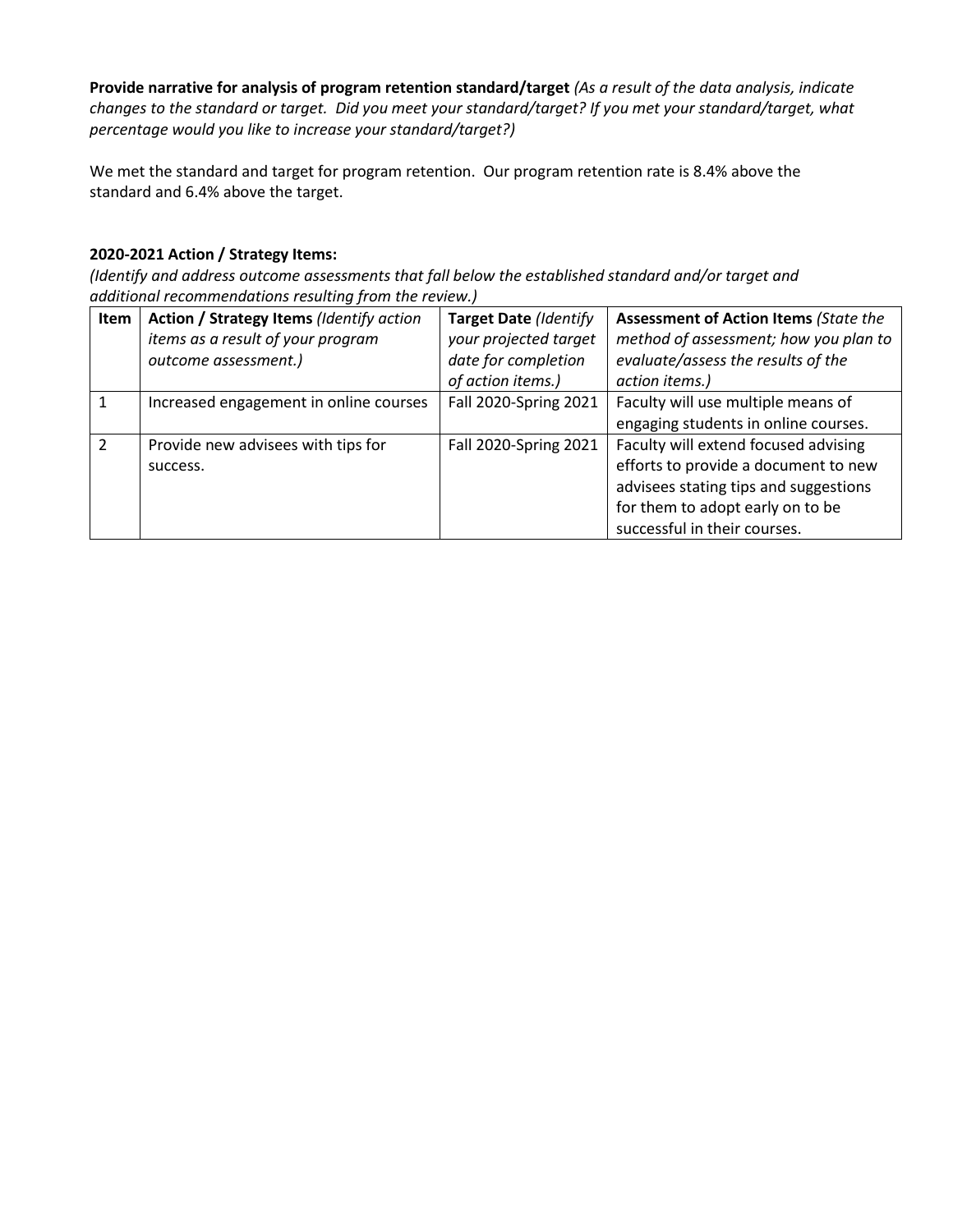**Provide narrative for analysis of program retention standard/target** *(As a result of the data analysis, indicate changes to the standard or target. Did you meet your standard/target? If you met your standard/target, what percentage would you like to increase your standard/target?)*

We met the standard and target for program retention. Our program retention rate is 8.4% above the standard and 6.4% above the target.

**2020-2021 Action / Strategy Items:**

*(Identify and address outcome assessments that fall below the established standard and/or target and additional recommendations resulting from the review.)*

| **Item** | **Action / Strategy Items** *(Identify action items as a result of your program outcome assessment.)* | **Target Date** *(Identify your projected target date for completion of action items.)* | **Assessment of Action Items** *(State the method of assessment; how you plan to evaluate/assess the results of the action items.)* |
|---|---|---|---|
| 1 | Increased engagement in online courses | Fall 2020-Spring 2021 | Faculty will use multiple means of engaging students in online courses. |
| 2 | Provide new advisees with tips for success. | Fall 2020-Spring 2021 | Faculty will extend focused advising efforts to provide a document to new advisees stating tips and suggestions for them to adopt early on to be successful in their courses. |